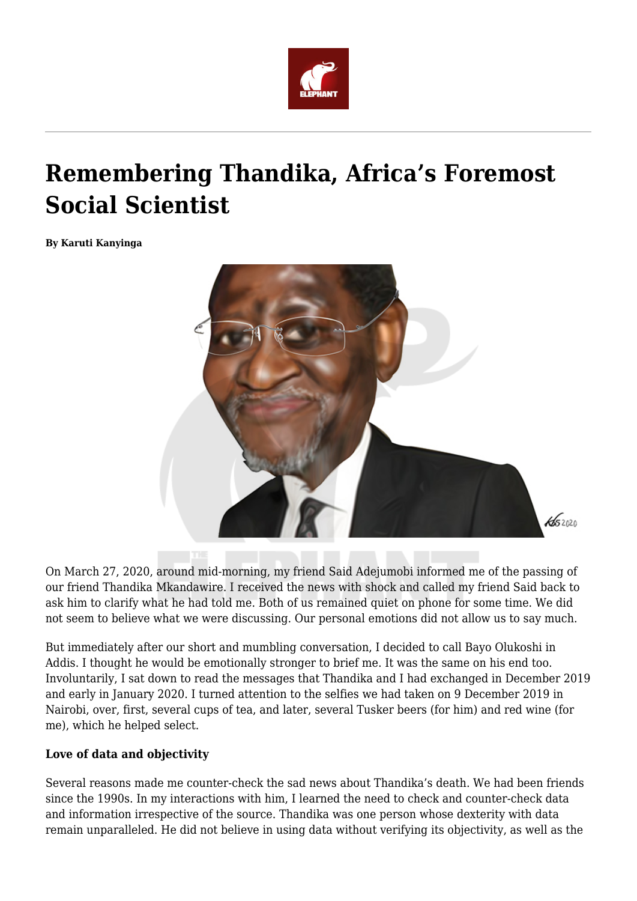# Remembering Thandika, Africa's Foremost Social Scientist

**By Karuti Kanyinga**

On March 27, 2020, around mid-morning, my friend Said Adejumobi informed me of the passing of our friend Thandika Mkandawire. I received the news with shock and called my friend Said back to ask him to clarify what he had told me. Both of us remained quiet on phone for some time. We did not seem to believe what we were discussing. Our personal emotions did not allow us to say much.

But immediately after our short and mumbling conversation, I decided to call Bayo Olukoshi in Addis. I thought he would be emotionally stronger to brief me. It was the same on his end too. Involuntarily, I sat down to read the messages that Thandika and I had exchanged in December 2019 and early in January 2020. I turned attention to the selfies we had taken on 9 December 2019 in Nairobi, over, first, several cups of tea, and later, several Tusker beers (for him) and red wine (for me), which he helped select.

**Love of data and objectivity**

Several reasons made me counter-check the sad news about Thandika's death. We had been friends since the 1990s. In my interactions with him, I learned the need to check and counter-check data and information irrespective of the source. Thandika was one person whose dexterity with data remain unparalleled. He did not believe in using data without verifying its objectivity, as well as the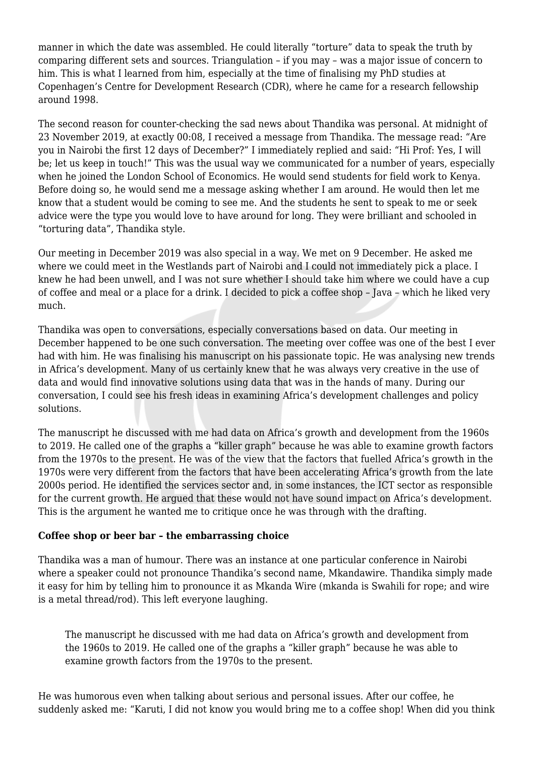manner in which the date was assembled. He could literally "torture" data to speak the truth by comparing different sets and sources. Triangulation – if you may – was a major issue of concern to him. This is what I learned from him, especially at the time of finalising my PhD studies at Copenhagen's Centre for Development Research (CDR), where he came for a research fellowship around 1998.

The second reason for counter-checking the sad news about Thandika was personal. At midnight of 23 November 2019, at exactly 00:08, I received a message from Thandika. The message read: "Are you in Nairobi the first 12 days of December?" I immediately replied and said: "Hi Prof: Yes, I will be; let us keep in touch!" This was the usual way we communicated for a number of years, especially when he joined the London School of Economics. He would send students for field work to Kenya. Before doing so, he would send me a message asking whether I am around. He would then let me know that a student would be coming to see me. And the students he sent to speak to me or seek advice were the type you would love to have around for long. They were brilliant and schooled in "torturing data", Thandika style.

Our meeting in December 2019 was also special in a way. We met on 9 December. He asked me where we could meet in the Westlands part of Nairobi and I could not immediately pick a place. I knew he had been unwell, and I was not sure whether I should take him where we could have a cup of coffee and meal or a place for a drink. I decided to pick a coffee shop – Java – which he liked very much.

Thandika was open to conversations, especially conversations based on data. Our meeting in December happened to be one such conversation. The meeting over coffee was one of the best I ever had with him. He was finalising his manuscript on his passionate topic. He was analysing new trends in Africa's development. Many of us certainly knew that he was always very creative in the use of data and would find innovative solutions using data that was in the hands of many. During our conversation, I could see his fresh ideas in examining Africa's development challenges and policy solutions.

The manuscript he discussed with me had data on Africa's growth and development from the 1960s to 2019. He called one of the graphs a "killer graph" because he was able to examine growth factors from the 1970s to the present. He was of the view that the factors that fuelled Africa's growth in the 1970s were very different from the factors that have been accelerating Africa's growth from the late 2000s period. He identified the services sector and, in some instances, the ICT sector as responsible for the current growth. He argued that these would not have sound impact on Africa's development. This is the argument he wanted me to critique once he was through with the drafting.

**Coffee shop or beer bar – the embarrassing choice**

Thandika was a man of humour. There was an instance at one particular conference in Nairobi where a speaker could not pronounce Thandika's second name, Mkandawire. Thandika simply made it easy for him by telling him to pronounce it as Mkanda Wire (mkanda is Swahili for rope; and wire is a metal thread/rod). This left everyone laughing.

> The manuscript he discussed with me had data on Africa's growth and development from the 1960s to 2019. He called one of the graphs a "killer graph" because he was able to examine growth factors from the 1970s to the present.

He was humorous even when talking about serious and personal issues. After our coffee, he suddenly asked me: "Karuti, I did not know you would bring me to a coffee shop! When did you think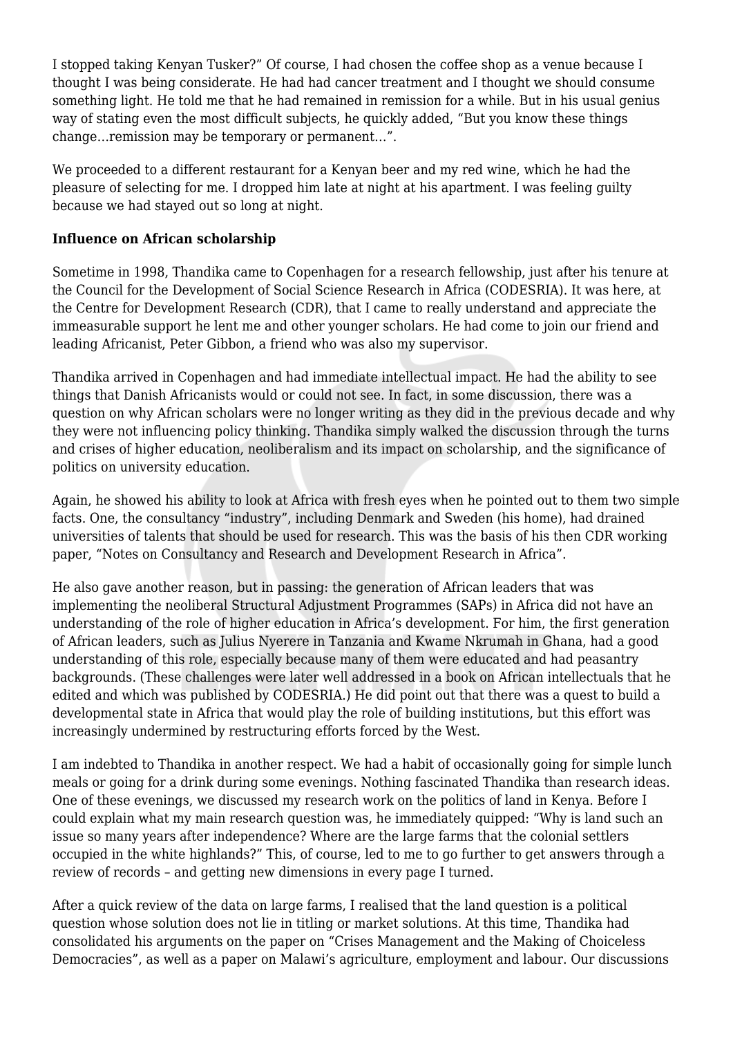I stopped taking Kenyan Tusker?" Of course, I had chosen the coffee shop as a venue because I thought I was being considerate. He had had cancer treatment and I thought we should consume something light. He told me that he had remained in remission for a while. But in his usual genius way of stating even the most difficult subjects, he quickly added, "But you know these things change…remission may be temporary or permanent…".

We proceeded to a different restaurant for a Kenyan beer and my red wine, which he had the pleasure of selecting for me. I dropped him late at night at his apartment. I was feeling guilty because we had stayed out so long at night.

**Influence on African scholarship**

Sometime in 1998, Thandika came to Copenhagen for a research fellowship, just after his tenure at the Council for the Development of Social Science Research in Africa (CODESRIA). It was here, at the Centre for Development Research (CDR), that I came to really understand and appreciate the immeasurable support he lent me and other younger scholars. He had come to join our friend and leading Africanist, Peter Gibbon, a friend who was also my supervisor.

Thandika arrived in Copenhagen and had immediate intellectual impact. He had the ability to see things that Danish Africanists would or could not see. In fact, in some discussion, there was a question on why African scholars were no longer writing as they did in the previous decade and why they were not influencing policy thinking. Thandika simply walked the discussion through the turns and crises of higher education, neoliberalism and its impact on scholarship, and the significance of politics on university education.

Again, he showed his ability to look at Africa with fresh eyes when he pointed out to them two simple facts. One, the consultancy "industry", including Denmark and Sweden (his home), had drained universities of talents that should be used for research. This was the basis of his then CDR working paper, "Notes on Consultancy and Research and Development Research in Africa".

He also gave another reason, but in passing: the generation of African leaders that was implementing the neoliberal Structural Adjustment Programmes (SAPs) in Africa did not have an understanding of the role of higher education in Africa's development. For him, the first generation of African leaders, such as Julius Nyerere in Tanzania and Kwame Nkrumah in Ghana, had a good understanding of this role, especially because many of them were educated and had peasantry backgrounds. (These challenges were later well addressed in a book on African intellectuals that he edited and which was published by CODESRIA.) He did point out that there was a quest to build a developmental state in Africa that would play the role of building institutions, but this effort was increasingly undermined by restructuring efforts forced by the West.

I am indebted to Thandika in another respect. We had a habit of occasionally going for simple lunch meals or going for a drink during some evenings. Nothing fascinated Thandika than research ideas. One of these evenings, we discussed my research work on the politics of land in Kenya. Before I could explain what my main research question was, he immediately quipped: "Why is land such an issue so many years after independence? Where are the large farms that the colonial settlers occupied in the white highlands?" This, of course, led to me to go further to get answers through a review of records – and getting new dimensions in every page I turned.

After a quick review of the data on large farms, I realised that the land question is a political question whose solution does not lie in titling or market solutions. At this time, Thandika had consolidated his arguments on the paper on "Crises Management and the Making of Choiceless Democracies", as well as a paper on Malawi's agriculture, employment and labour. Our discussions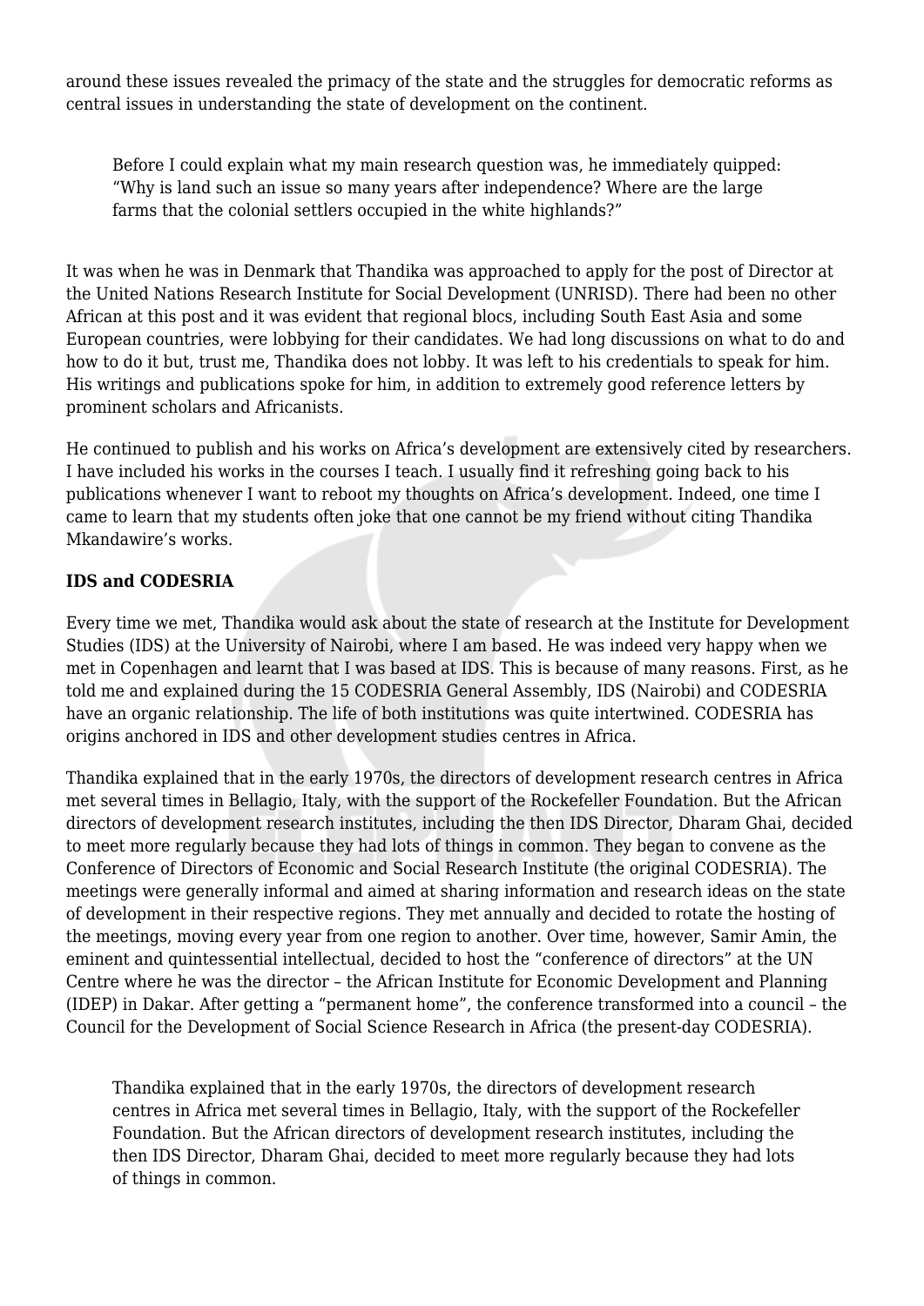around these issues revealed the primacy of the state and the struggles for democratic reforms as central issues in understanding the state of development on the continent.

> Before I could explain what my main research question was, he immediately quipped: "Why is land such an issue so many years after independence? Where are the large farms that the colonial settlers occupied in the white highlands?"

It was when he was in Denmark that Thandika was approached to apply for the post of Director at the United Nations Research Institute for Social Development (UNRISD). There had been no other African at this post and it was evident that regional blocs, including South East Asia and some European countries, were lobbying for their candidates. We had long discussions on what to do and how to do it but, trust me, Thandika does not lobby. It was left to his credentials to speak for him. His writings and publications spoke for him, in addition to extremely good reference letters by prominent scholars and Africanists.

He continued to publish and his works on Africa's development are extensively cited by researchers. I have included his works in the courses I teach. I usually find it refreshing going back to his publications whenever I want to reboot my thoughts on Africa's development. Indeed, one time I came to learn that my students often joke that one cannot be my friend without citing Thandika Mkandawire's works.

**IDS and CODESRIA**

Every time we met, Thandika would ask about the state of research at the Institute for Development Studies (IDS) at the University of Nairobi, where I am based. He was indeed very happy when we met in Copenhagen and learnt that I was based at IDS. This is because of many reasons. First, as he told me and explained during the 15 CODESRIA General Assembly, IDS (Nairobi) and CODESRIA have an organic relationship. The life of both institutions was quite intertwined. CODESRIA has origins anchored in IDS and other development studies centres in Africa.

Thandika explained that in the early 1970s, the directors of development research centres in Africa met several times in Bellagio, Italy, with the support of the Rockefeller Foundation. But the African directors of development research institutes, including the then IDS Director, Dharam Ghai, decided to meet more regularly because they had lots of things in common. They began to convene as the Conference of Directors of Economic and Social Research Institute (the original CODESRIA). The meetings were generally informal and aimed at sharing information and research ideas on the state of development in their respective regions. They met annually and decided to rotate the hosting of the meetings, moving every year from one region to another. Over time, however, Samir Amin, the eminent and quintessential intellectual, decided to host the "conference of directors" at the UN Centre where he was the director – the African Institute for Economic Development and Planning (IDEP) in Dakar. After getting a "permanent home", the conference transformed into a council – the Council for the Development of Social Science Research in Africa (the present-day CODESRIA).

> Thandika explained that in the early 1970s, the directors of development research centres in Africa met several times in Bellagio, Italy, with the support of the Rockefeller Foundation. But the African directors of development research institutes, including the then IDS Director, Dharam Ghai, decided to meet more regularly because they had lots of things in common.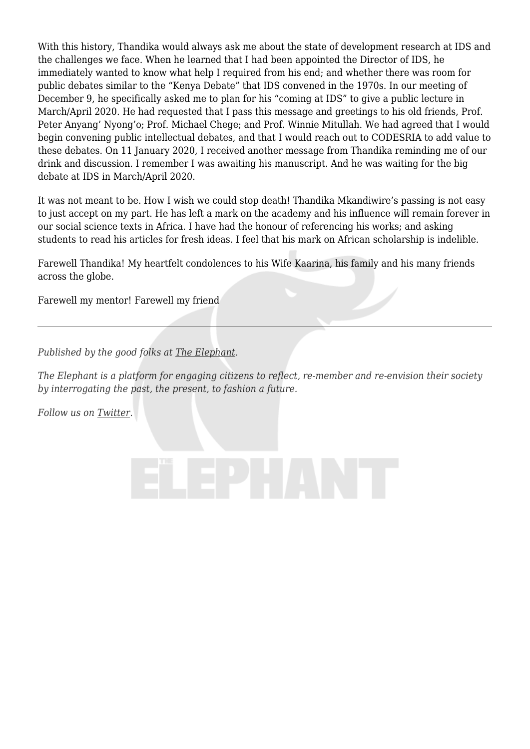With this history, Thandika would always ask me about the state of development research at IDS and the challenges we face. When he learned that I had been appointed the Director of IDS, he immediately wanted to know what help I required from his end; and whether there was room for public debates similar to the "Kenya Debate" that IDS convened in the 1970s. In our meeting of December 9, he specifically asked me to plan for his "coming at IDS" to give a public lecture in March/April 2020. He had requested that I pass this message and greetings to his old friends, Prof. Peter Anyang' Nyong'o; Prof. Michael Chege; and Prof. Winnie Mitullah. We had agreed that I would begin convening public intellectual debates, and that I would reach out to CODESRIA to add value to these debates. On 11 January 2020, I received another message from Thandika reminding me of our drink and discussion. I remember I was awaiting his manuscript. And he was waiting for the big debate at IDS in March/April 2020.

It was not meant to be. How I wish we could stop death! Thandika Mkandiwire's passing is not easy to just accept on my part. He has left a mark on the academy and his influence will remain forever in our social science texts in Africa. I have had the honour of referencing his works; and asking students to read his articles for fresh ideas. I feel that his mark on African scholarship is indelible.

Farewell Thandika! My heartfelt condolences to his Wife Kaarina, his family and his many friends across the globe.

Farewell my mentor! Farewell my friend

---

*Published by the good folks at The Elephant.*

*The Elephant is a platform for engaging citizens to reflect, re-member and re-envision their society by interrogating the past, the present, to fashion a future.*

*Follow us on Twitter.*